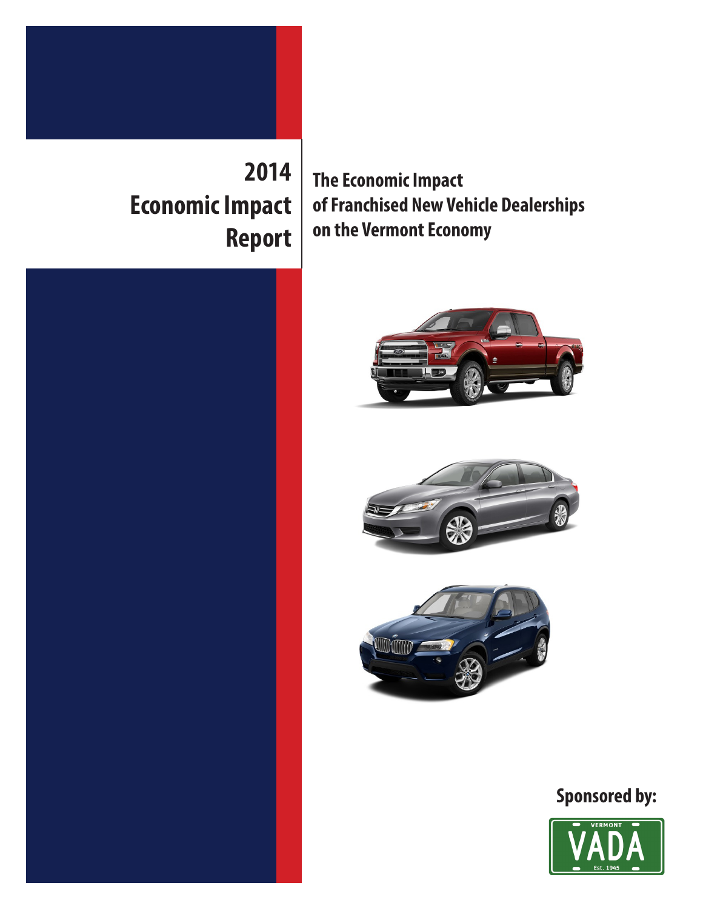# 2014 Economic Impact Report

## The Economic Impact of Franchised New Vehicle Dealerships on the Vermont Economy

**Sponsored by:**

VERMONT VADA Est. 1945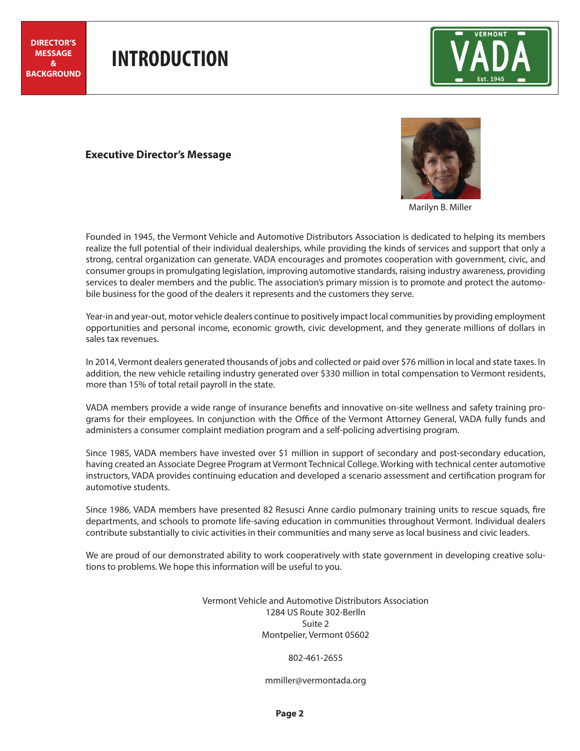# INTRODUCTION

**DIRECTOR'S MESSAGE & BACKGROUND**

## Executive Director's Message

Marilyn B. Miller

Founded in 1945, the Vermont Vehicle and Automotive Distributors Association is dedicated to helping its members realize the full potential of their individual dealerships, while providing the kinds of services and support that only a strong, central organization can generate. VADA encourages and promotes cooperation with government, civic, and consumer groups in promulgating legislation, improving automotive standards, raising industry awareness, providing services to dealer members and the public. The association's primary mission is to promote and protect the automobile business for the good of the dealers it represents and the customers they serve.

Year-in and year-out, motor vehicle dealers continue to positively impact local communities by providing employment opportunities and personal income, economic growth, civic development, and they generate millions of dollars in sales tax revenues.

In 2014, Vermont dealers generated thousands of jobs and collected or paid over $76 million in local and state taxes. In addition, the new vehicle retailing industry generated over $330 million in total compensation to Vermont residents, more than 15% of total retail payroll in the state.

VADA members provide a wide range of insurance benefits and innovative on-site wellness and safety training programs for their employees. In conjunction with the Office of the Vermont Attorney General, VADA fully funds and administers a consumer complaint mediation program and a self-policing advertising program.

Since 1985, VADA members have invested over $1 million in support of secondary and post-secondary education, having created an Associate Degree Program at Vermont Technical College. Working with technical center automotive instructors, VADA provides continuing education and developed a scenario assessment and certification program for automotive students.

Since 1986, VADA members have presented 82 Resusci Anne cardio pulmonary training units to rescue squads, fire departments, and schools to promote life-saving education in communities throughout Vermont. Individual dealers contribute substantially to civic activities in their communities and many serve as local business and civic leaders.

We are proud of our demonstrated ability to work cooperatively with state government in developing creative solutions to problems. We hope this information will be useful to you.

Vermont Vehicle and Automotive Distributors Association
1284 US Route 302-Berlln
Suite 2
Montpelier, Vermont 05602

802-461-2655

mmiller@vermontada.org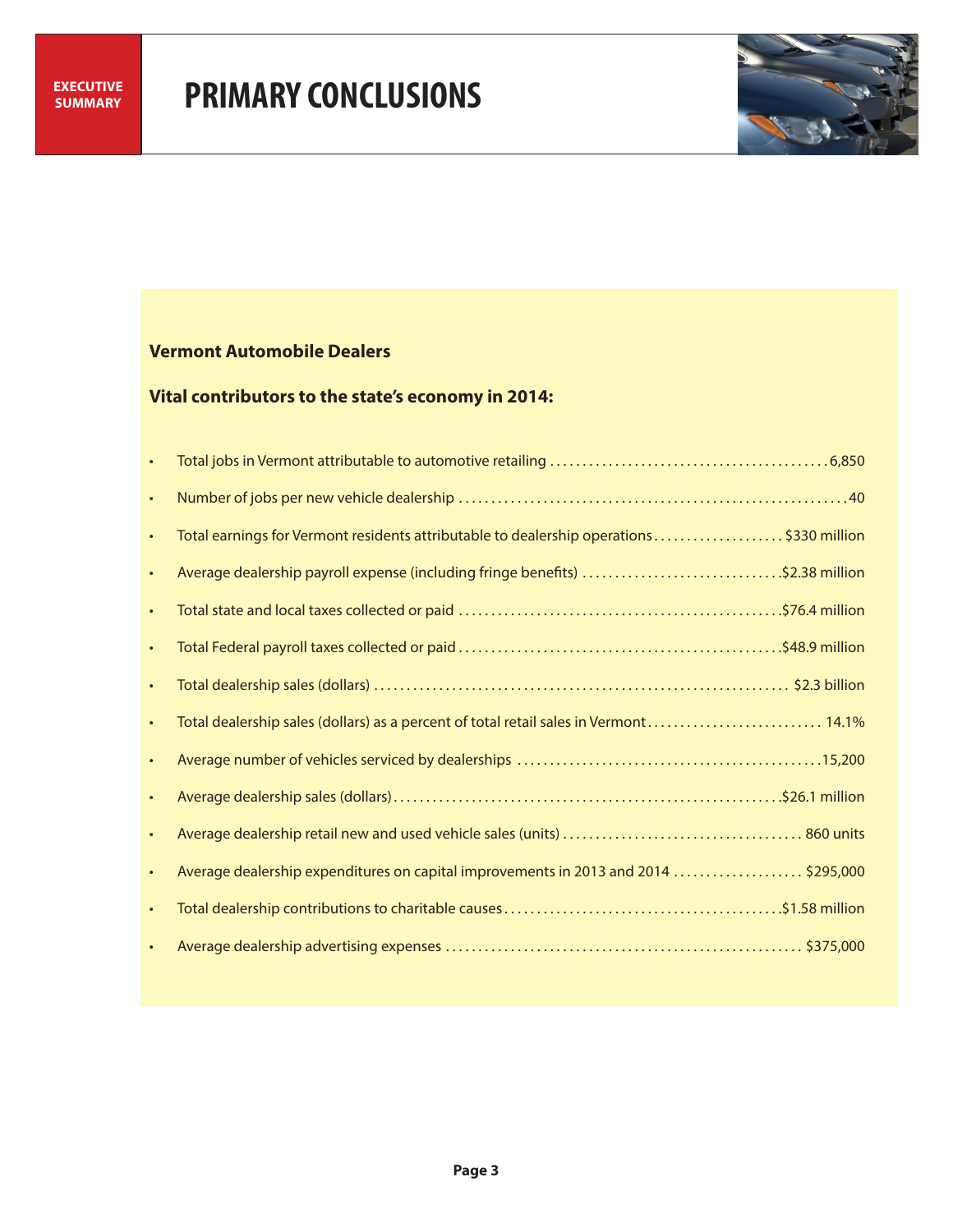EXECUTIVE SUMMARY

# PRIMARY CONCLUSIONS

**Vermont Automobile Dealers**

**Vital contributors to the state's economy in 2014:**

- Total jobs in Vermont attributable to automotive retailing ........ 6,850
- Number of jobs per new vehicle dealership ........ 40
- Total earnings for Vermont residents attributable to dealership operations ........ $330 million
- Average dealership payroll expense (including fringe benefits) ........ $2.38 million
- Total state and local taxes collected or paid ........ $76.4 million
- Total Federal payroll taxes collected or paid ........ $48.9 million
- Total dealership sales (dollars) ........ $2.3 billion
- Total dealership sales (dollars) as a percent of total retail sales in Vermont ........ 14.1%
- Average number of vehicles serviced by dealerships ........ 15,200
- Average dealership sales (dollars) ........ $26.1 million
- Average dealership retail new and used vehicle sales (units) ........ 860 units
- Average dealership expenditures on capital improvements in 2013 and 2014 ........ $295,000
- Total dealership contributions to charitable causes ........ $1.58 million
- Average dealership advertising expenses ........ $375,000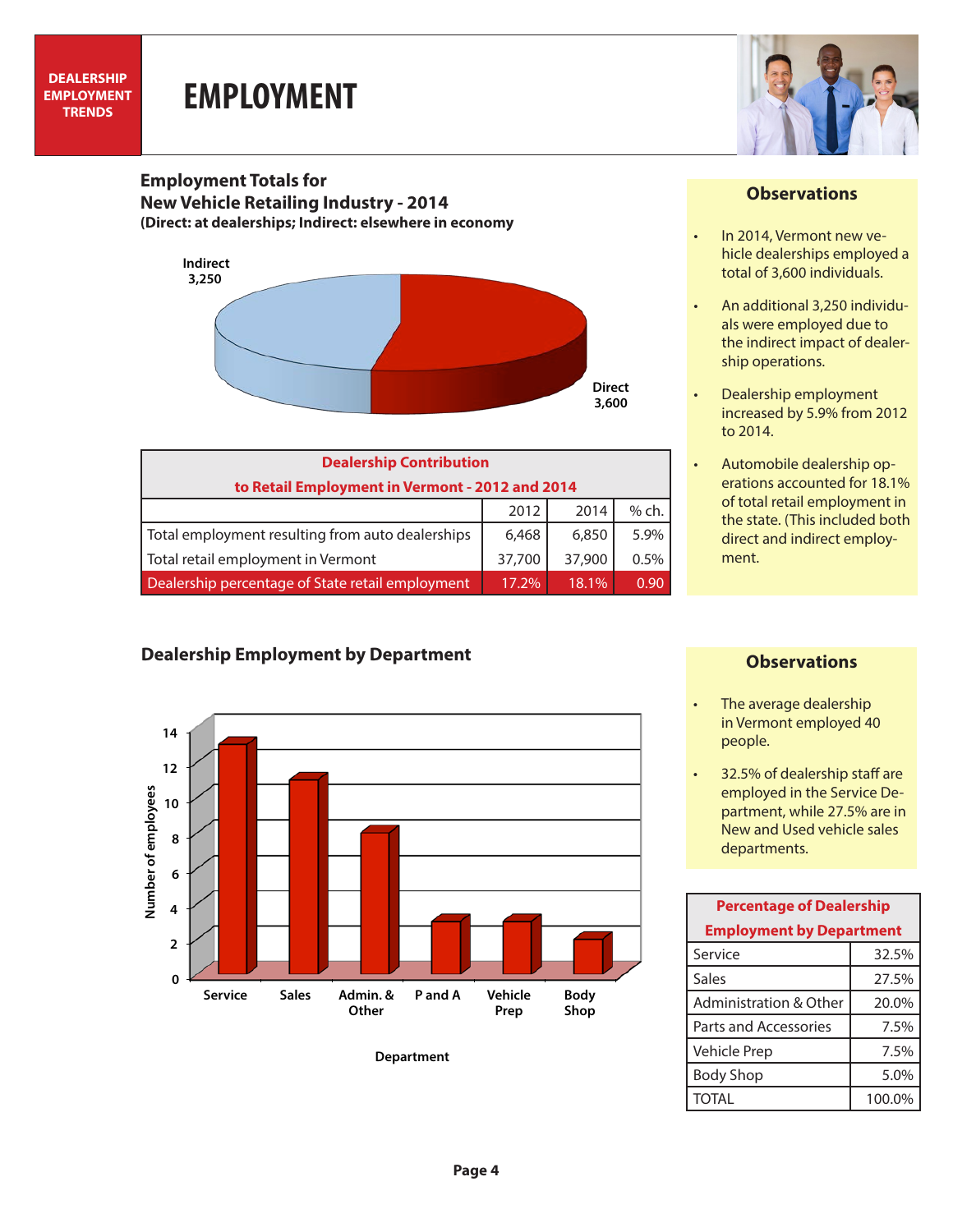DEALERSHIP EMPLOYMENT TRENDS

# EMPLOYMENT

## Employment Totals for New Vehicle Retailing Industry - 2014

**(Direct: at dealerships; Indirect: elsewhere in economy**

Indirect 3,250

Direct 3,600

| Dealership Contribution to Retail Employment in Vermont - 2012 and 2014 | | | |
|---|---|---|---|
| | 2012 | 2014 | % ch. |
| Total employment resulting from auto dealerships | 6,468 | 6,850 | 5.9% |
| Total retail employment in Vermont | 37,700 | 37,900 | 0.5% |
| Dealership percentage of State retail employment | 17.2% | 18.1% | 0.90 |

### Observations

- In 2014, Vermont new vehicle dealerships employed a total of 3,600 individuals.
- An additional 3,250 individuals were employed due to the indirect impact of dealership operations.
- Dealership employment increased by 5.9% from 2012 to 2014.
- Automobile dealership operations accounted for 18.1% of total retail employment in the state. (This included both direct and indirect employment.

## Dealership Employment by Department

Number of employees (0–14) by Department: Service, Sales, Admin. & Other, P and A, Vehicle Prep, Body Shop

### Observations

- The average dealership in Vermont employed 40 people.
- 32.5% of dealership staff are employed in the Service Department, while 27.5% are in New and Used vehicle sales departments.

| Percentage of Dealership Employment by Department | |
|---|---|
| Service | 32.5% |
| Sales | 27.5% |
| Administration & Other | 20.0% |
| Parts and Accessories | 7.5% |
| Vehicle Prep | 7.5% |
| Body Shop | 5.0% |
| TOTAL | 100.0% |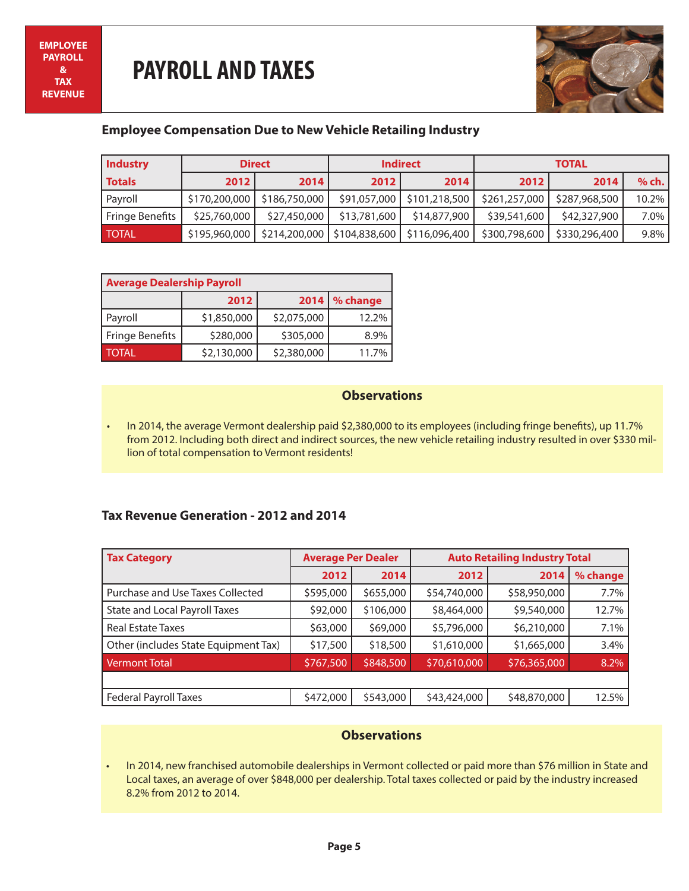EMPLOYEE PAYROLL & TAX REVENUE

# PAYROLL AND TAXES

### Employee Compensation Due to New Vehicle Retailing Industry

| Industry | Direct | | Indirect | | TOTAL | | |
|---|---|---|---|---|---|---|---|
| Totals | 2012 | 2014 | 2012 | 2014 | 2012 | 2014 | % ch. |
| Payroll | $170,200,000 | $186,750,000 | $91,057,000 | $101,218,500 | $261,257,000 | $287,968,500 | 10.2% |
| Fringe Benefits | $25,760,000 | $27,450,000 | $13,781,600 | $14,877,900 | $39,541,600 | $42,327,900 | 7.0% |
| TOTAL | $195,960,000 | $214,200,000 | $104,838,600 | $116,096,400 | $300,798,600 | $330,296,400 | 9.8% |

| Average Dealership Payroll | | | |
|---|---|---|---|
| | 2012 | 2014 | % change |
| Payroll | $1,850,000 | $2,075,000 | 12.2% |
| Fringe Benefits | $280,000 | $305,000 | 8.9% |
| TOTAL | $2,130,000 | $2,380,000 | 11.7% |

**Observations**

- In 2014, the average Vermont dealership paid $2,380,000 to its employees (including fringe benefits), up 11.7% from 2012. Including both direct and indirect sources, the new vehicle retailing industry resulted in over $330 million of total compensation to Vermont residents!

### Tax Revenue Generation - 2012 and 2014

| Tax Category | Average Per Dealer | | Auto Retailing Industry Total | | |
|---|---|---|---|---|---|
| | 2012 | 2014 | 2012 | 2014 | % change |
| Purchase and Use Taxes Collected | $595,000 | $655,000 | $54,740,000 | $58,950,000 | 7.7% |
| State and Local Payroll Taxes | $92,000 | $106,000 | $8,464,000 | $9,540,000 | 12.7% |
| Real Estate Taxes | $63,000 | $69,000 | $5,796,000 | $6,210,000 | 7.1% |
| Other (includes State Equipment Tax) | $17,500 | $18,500 | $1,610,000 | $1,665,000 | 3.4% |
| Vermont Total | $767,500 | $848,500 | $70,610,000 | $76,365,000 | 8.2% |
| | | | | | |
| Federal Payroll Taxes | $472,000 | $543,000 | $43,424,000 | $48,870,000 | 12.5% |

**Observations**

- In 2014, new franchised automobile dealerships in Vermont collected or paid more than $76 million in State and Local taxes, an average of over $848,000 per dealership. Total taxes collected or paid by the industry increased 8.2% from 2012 to 2014.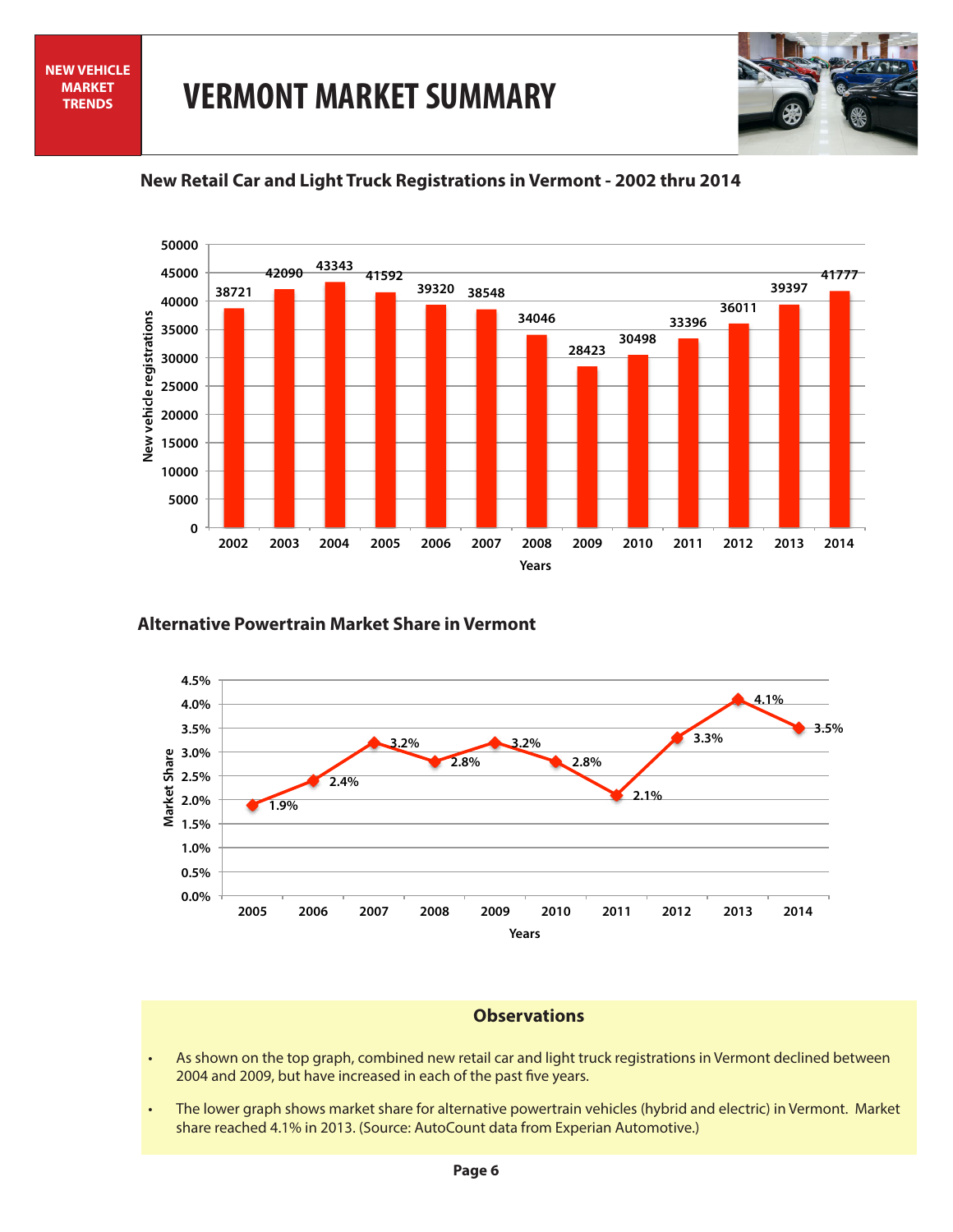NEW VEHICLE MARKET TRENDS

# VERMONT MARKET SUMMARY

## New Retail Car and Light Truck Registrations in Vermont - 2002 thru 2014

| Years | New vehicle registrations |
|---|---|
| 2002 | 38721 |
| 2003 | 42090 |
| 2004 | 43343 |
| 2005 | 41592 |
| 2006 | 39320 |
| 2007 | 38548 |
| 2008 | 34046 |
| 2009 | 28423 |
| 2010 | 30498 |
| 2011 | 33396 |
| 2012 | 36011 |
| 2013 | 39397 |
| 2014 | 41777 |

## Alternative Powertrain Market Share in Vermont

| Years | Market Share |
|---|---|
| 2005 | 1.9% |
| 2006 | 2.4% |
| 2007 | 3.2% |
| 2008 | 2.8% |
| 2009 | 3.2% |
| 2010 | 2.8% |
| 2011 | 2.1% |
| 2012 | 3.3% |
| 2013 | 4.1% |
| 2014 | 3.5% |

### Observations

- As shown on the top graph, combined new retail car and light truck registrations in Vermont declined between 2004 and 2009, but have increased in each of the past five years.
- The lower graph shows market share for alternative powertrain vehicles (hybrid and electric) in Vermont. Market share reached 4.1% in 2013. (Source: AutoCount data from Experian Automotive.)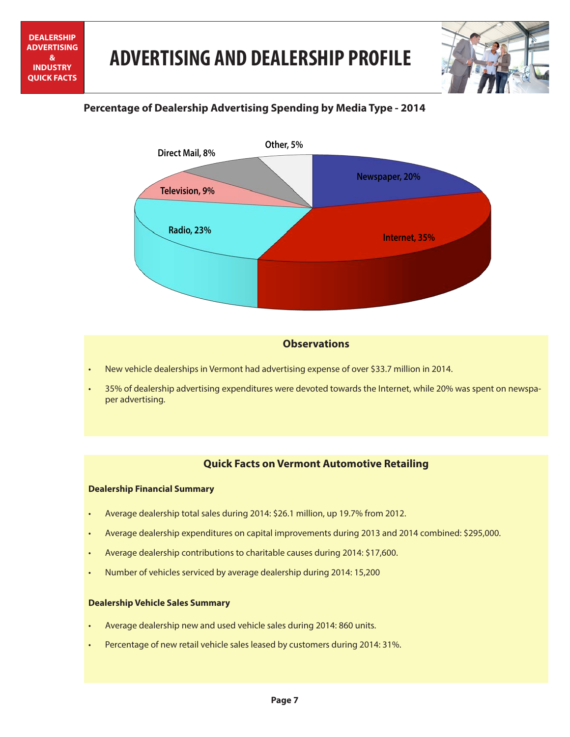DEALERSHIP ADVERTISING & INDUSTRY QUICK FACTS

# ADVERTISING AND DEALERSHIP PROFILE

### Percentage of Dealership Advertising Spending by Media Type - 2014

| Media Type | Percentage |
|---|---|
| Newspaper | 20% |
| Internet | 35% |
| Radio | 23% |
| Television | 9% |
| Direct Mail | 8% |
| Other | 5% |

## Observations

- New vehicle dealerships in Vermont had advertising expense of over $33.7 million in 2014.
- 35% of dealership advertising expenditures were devoted towards the Internet, while 20% was spent on newspaper advertising.

## Quick Facts on Vermont Automotive Retailing

**Dealership Financial Summary**

- Average dealership total sales during 2014: $26.1 million, up 19.7% from 2012.
- Average dealership expenditures on capital improvements during 2013 and 2014 combined: $295,000.
- Average dealership contributions to charitable causes during 2014: $17,600.
- Number of vehicles serviced by average dealership during 2014: 15,200

**Dealership Vehicle Sales Summary**

- Average dealership new and used vehicle sales during 2014: 860 units.
- Percentage of new retail vehicle sales leased by customers during 2014: 31%.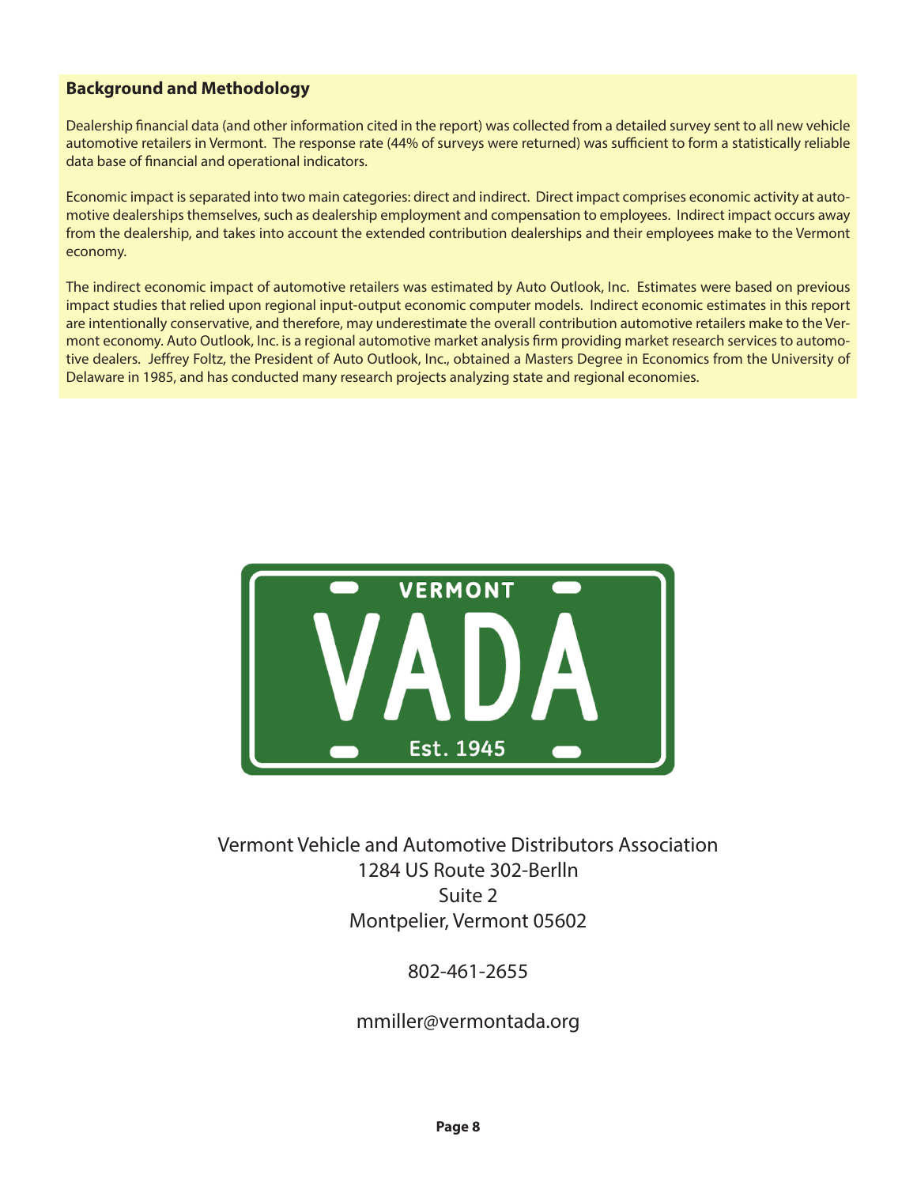## Background and Methodology

Dealership financial data (and other information cited in the report) was collected from a detailed survey sent to all new vehicle automotive retailers in Vermont. The response rate (44% of surveys were returned) was sufficient to form a statistically reliable data base of financial and operational indicators.

Economic impact is separated into two main categories: direct and indirect. Direct impact comprises economic activity at automotive dealerships themselves, such as dealership employment and compensation to employees. Indirect impact occurs away from the dealership, and takes into account the extended contribution dealerships and their employees make to the Vermont economy.

The indirect economic impact of automotive retailers was estimated by Auto Outlook, Inc. Estimates were based on previous impact studies that relied upon regional input-output economic computer models. Indirect economic estimates in this report are intentionally conservative, and therefore, may underestimate the overall contribution automotive retailers make to the Vermont economy. Auto Outlook, Inc. is a regional automotive market analysis firm providing market research services to automotive dealers. Jeffrey Foltz, the President of Auto Outlook, Inc., obtained a Masters Degree in Economics from the University of Delaware in 1985, and has conducted many research projects analyzing state and regional economies.

VERMONT

VADA

Est. 1945

Vermont Vehicle and Automotive Distributors Association
1284 US Route 302-Berlln
Suite 2
Montpelier, Vermont 05602

802-461-2655

mmiller@vermontada.org